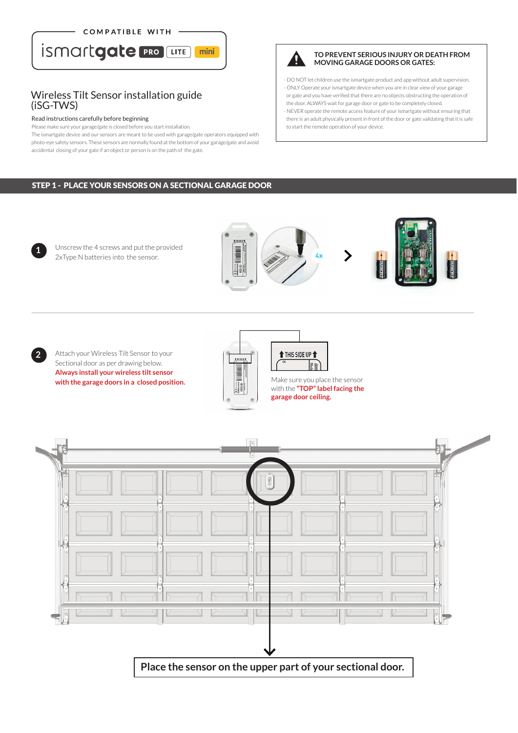COMPATIBLE WITH

ismartgate PRO LITE mini

# Wireless Tilt Sensor installation guide (iSG-TWS)

**Read instructions carefully before beginning**

Please make sure your garage/gate is closed before you start installation.
The ismartgate device and our sensors are meant to be used with garage/gate operators equipped with photo-eye safety sensors. These sensors are normally found at the bottom of your garage/gate and avoid accidental closing of your gate if an object or person is on the path of the gate.

**TO PREVENT SERIOUS INJURY OR DEATH FROM MOVING GARAGE DOORS OR GATES:**

- DO NOT let children use the ismartgate product and app without adult supervision.
- ONLY Operate your ismartgate device when you are in clear view of your garage or gate and you have verified that there are no objects obstructing the operation of the door. ALWAYS wait for garage door or gate to be completely closed.
- NEVER operate the remote access feature of your ismartgate without ensuring that there is an adult physically present in front of the door or gate validating that it is safe to start the remote operation of your device.

## STEP 1 - PLACE YOUR SENSORS ON A SECTIONAL GARAGE DOOR

1. Unscrew the 4 screws and put the provided 2xType N batteries into the sensor.

4x

2. Attach your Wireless Tilt Sensor to your Sectional door as per drawing below. **Always install your wireless tilt sensor with the garage doors in a closed position.**

THIS SIDE UP

Make sure you place the sensor with the **"TOP" label facing the garage door ceiling.**

**Place the sensor on the upper part of your sectional door.**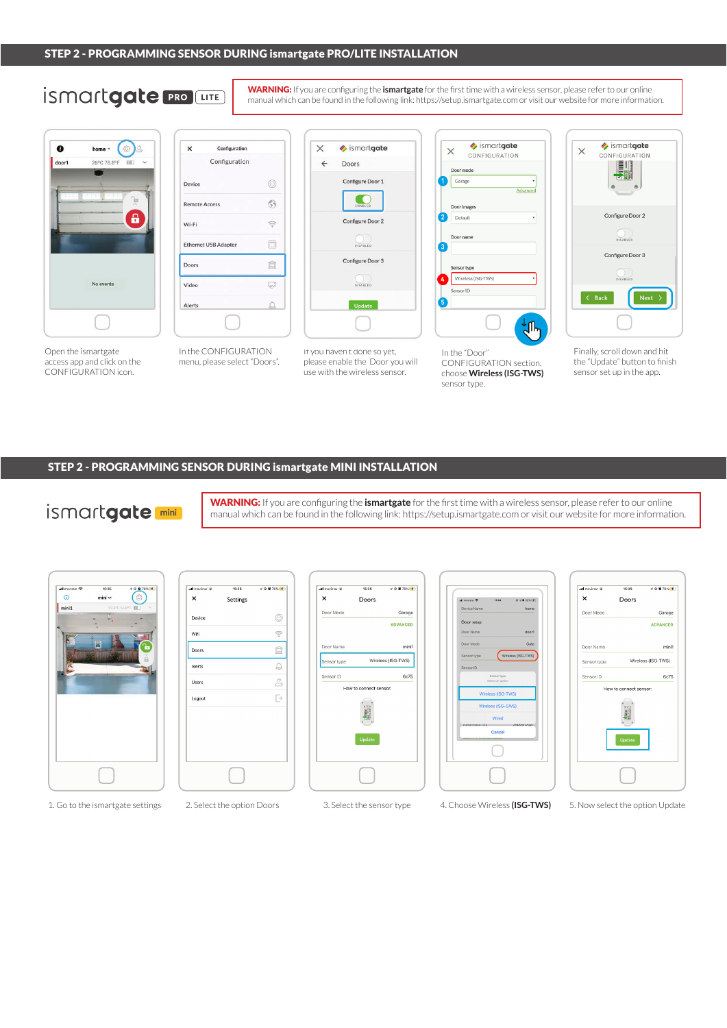## STEP 2 - PROGRAMMING SENSOR DURING ismartgate PRO/LITE INSTALLATION

ismartgate PRO LITE

**WARNING:** If you are configuring the **ismartgate** for the first time with a wireless sensor, please refer to our online manual which can be found in the following link: https://setup.ismartgate.com or visit our website for more information.

Open the ismartgate access app and click on the CONFIGURATION icon.

In the CONFIGURATION menu, please select "Doors".

If you haven't done so yet, please enable the Door you will use with the wireless sensor.

In the "Door" CONFIGURATION section, choose **Wireless (ISG-TWS)** sensor type.

Finally, scroll down and hit the "Update" button to finish sensor set up in the app.

## STEP 2 - PROGRAMMING SENSOR DURING ismartgate MINI INSTALLATION

ismartgate mini

**WARNING:** If you are configuring the **ismartgate** for the first time with a wireless sensor, please refer to our online manual which can be found in the following link: https://setup.ismartgate.com or visit our website for more information.

1. Go to the ismartgate settings
2. Select the option Doors
3. Select the sensor type
4. Choose Wireless **(ISG-TWS)**
5. Now select the option Update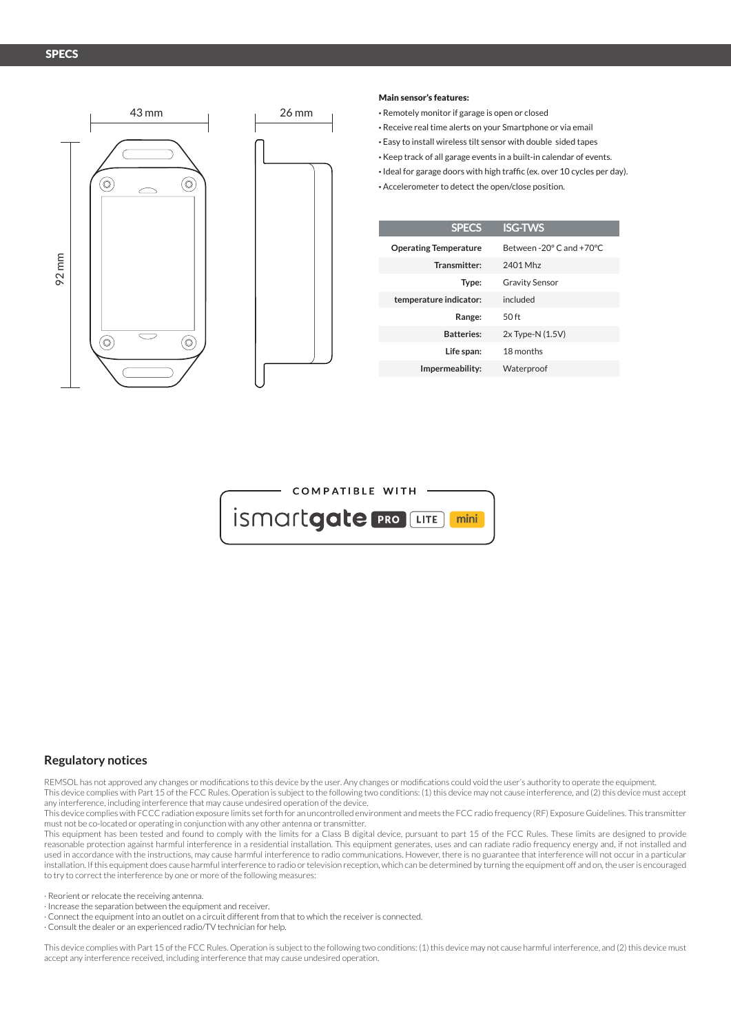## SPECS

43 mm

26 mm

92 mm

**Main sensor's features:**

- Remotely monitor if garage is open or closed
- Receive real time alerts on your Smartphone or via email
- Easy to install wireless tilt sensor with double sided tapes
- Keep track of all garage events in a built-in calendar of events.
- Ideal for garage doors with high traffic (ex. over 10 cycles per day).
- Accelerometer to detect the open/close position.

| SPECS | ISG-TWS |
|---|---|
| Operating Temperature | Between -20° C and +70°C |
| Transmitter: | 2401 Mhz |
| Type: | Gravity Sensor |
| temperature indicator: | included |
| Range: | 50 ft |
| Batteries: | 2x Type-N (1.5V) |
| Life span: | 18 months |
| Impermeability: | Waterproof |

COMPATIBLE WITH

ismartgate PRO LITE mini

## Regulatory notices

REMSOL has not approved any changes or modifications to this device by the user. Any changes or modifications could void the user's authority to operate the equipment.
This device complies with Part 15 of the FCC Rules. Operation is subject to the following two conditions: (1) this device may not cause interference, and (2) this device must accept any interference, including interference that may cause undesired operation of the device.
This device complies with FCCC radiation exposure limits set forth for an uncontrolled environment and meets the FCC radio frequency (RF) Exposure Guidelines. This transmitter must not be co-located or operating in conjunction with any other antenna or transmitter.
This equipment has been tested and found to comply with the limits for a Class B digital device, pursuant to part 15 of the FCC Rules. These limits are designed to provide reasonable protection against harmful interference in a residential installation. This equipment generates, uses and can radiate radio frequency energy and, if not installed and used in accordance with the instructions, may cause harmful interference to radio communications. However, there is no guarantee that interference will not occur in a particular installation. If this equipment does cause harmful interference to radio or television reception, which can be determined by turning the equipment off and on, the user is encouraged to try to correct the interference by one or more of the following measures:

- Reorient or relocate the receiving antenna.
- Increase the separation between the equipment and receiver.
- Connect the equipment into an outlet on a circuit different from that to which the receiver is connected.
- Consult the dealer or an experienced radio/TV technician for help.

This device complies with Part 15 of the FCC Rules. Operation is subject to the following two conditions: (1) this device may not cause harmful interference, and (2) this device must accept any interference received, including interference that may cause undesired operation.